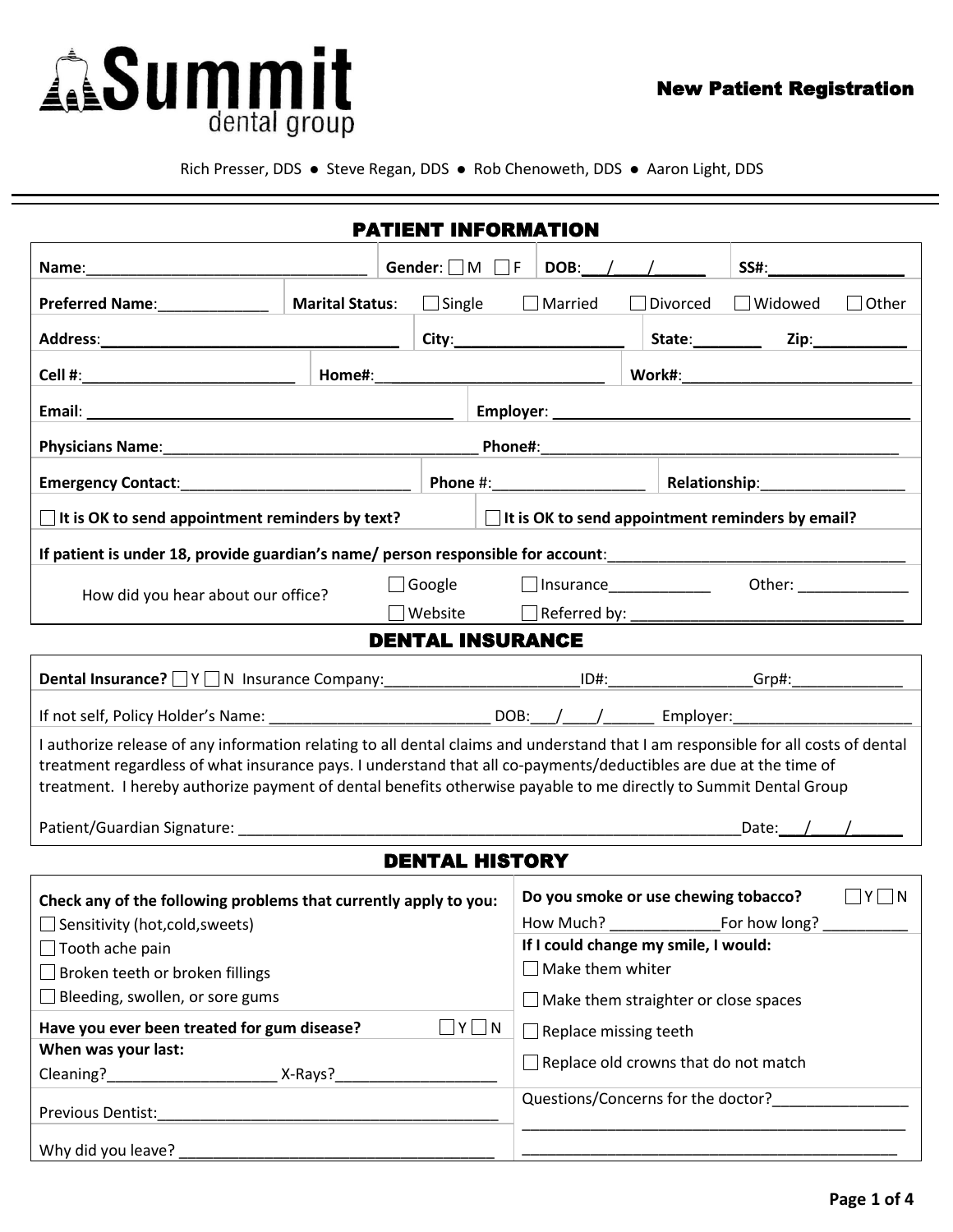# Summit dental group

## New Patient Registration

Rich Presser, DDS ● Steve Regan, DDS ● Rob Chenoweth, DDS ● Aaron Light, DDS

## PATIENT INFORMATION

**Name**:_________________________________ **Gender**: ☐ M ☐ F **DOB**:___/___/______ **SS#**:_______________

**Preferred Name**:_____________ **Marital Status**: ☐ Single ☐ Married ☐ Divorced ☐ Widowed ☐ Other

**Address**:___________________________________ **City**:____________________ **State**:________ **Zip**:___________

**Cell #**:_________________________ **Home#**:__________________________ **Work#**:___________________________

**Email**: __________________________________________ **Employer**: __________________________________________

**Physicians Name**:_____________________________________ **Phone#**:__________________________________________

**Emergency Contact**:____________________________ **Phone #**:__________________ **Relationship**:_________________

☐ **It is OK to send appointment reminders by text?** ☐ **It is OK to send appointment reminders by email?**

**If patient is under 18, provide guardian's name/ person responsible for account**:__________________________________

How did you hear about our office? ☐ Google ☐ Insurance___________ Other: _____________ ☐ Website ☐ Referred by: _______________________________

## DENTAL INSURANCE

**Dental Insurance?** ☐ Y ☐ N Insurance Company:______________________ID#:________________Grp#:_____________

If not self, Policy Holder's Name: __________________________ DOB:___/___/______ Employer:_____________________

I authorize release of any information relating to all dental claims and understand that I am responsible for all costs of dental treatment regardless of what insurance pays. I understand that all co-payments/deductibles are due at the time of treatment. I hereby authorize payment of dental benefits otherwise payable to me directly to Summit Dental Group

Patient/Guardian Signature: ___________________________________________________________Date:___/___/______

## DENTAL HISTORY

**Check any of the following problems that currently apply to you:**

☐ Sensitivity (hot,cold,sweets)
☐ Tooth ache pain
☐ Broken teeth or broken fillings
☐ Bleeding, swollen, or sore gums

**Have you ever been treated for gum disease?** ☐ Y ☐ N

**When was your last:**
Cleaning?___________________ X-Rays?___________________

Previous Dentist:__________________________________________

Why did you leave? ____________________________________

**Do you smoke or use chewing tobacco?** ☐ Y ☐ N
How Much? _____________For how long? __________

**If I could change my smile, I would:**

☐ Make them whiter
☐ Make them straighter or close spaces
☐ Replace missing teeth
☐ Replace old crowns that do not match

Questions/Concerns for the doctor?_______________
_____________________________________________
_____________________________________________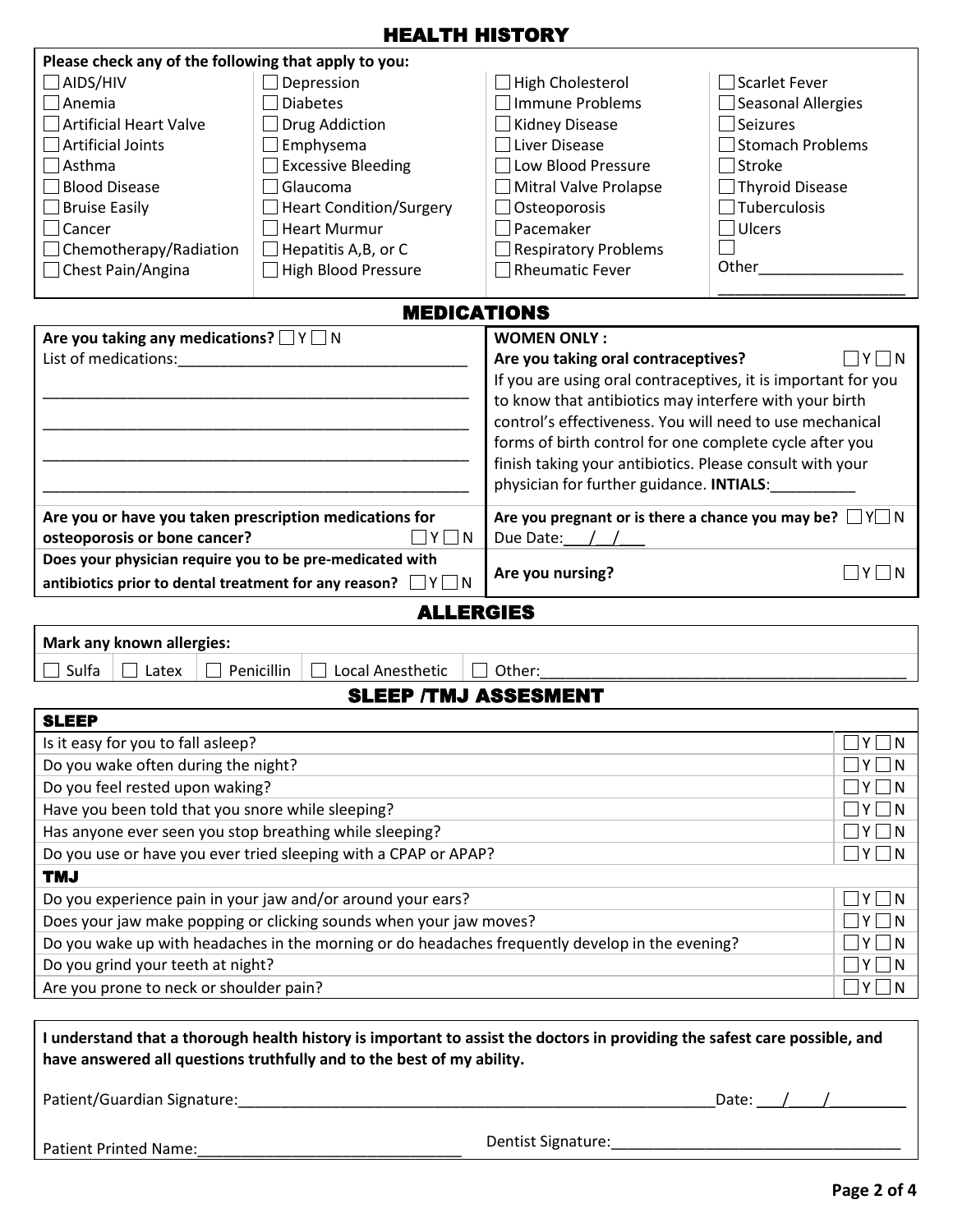# HEALTH HISTORY

**Please check any of the following that apply to you:**

| | | | |
|---|---|---|---|
| ☐ AIDS/HIV | ☐ Depression | ☐ High Cholesterol | ☐ Scarlet Fever |
| ☐ Anemia | ☐ Diabetes | ☐ Immune Problems | ☐ Seasonal Allergies |
| ☐ Artificial Heart Valve | ☐ Drug Addiction | ☐ Kidney Disease | ☐ Seizures |
| ☐ Artificial Joints | ☐ Emphysema | ☐ Liver Disease | ☐ Stomach Problems |
| ☐ Asthma | ☐ Excessive Bleeding | ☐ Low Blood Pressure | ☐ Stroke |
| ☐ Blood Disease | ☐ Glaucoma | ☐ Mitral Valve Prolapse | ☐ Thyroid Disease |
| ☐ Bruise Easily | ☐ Heart Condition/Surgery | ☐ Osteoporosis | ☐ Tuberculosis |
| ☐ Cancer | ☐ Heart Murmur | ☐ Pacemaker | ☐ Ulcers |
| ☐ Chemotherapy/Radiation | ☐ Hepatitis A,B, or C | ☐ Respiratory Problems | ☐ Other_________________ |
| ☐ Chest Pain/Angina | ☐ High Blood Pressure | ☐ Rheumatic Fever | ______________________ |

# MEDICATIONS

**Are you taking any medications?** ☐ Y ☐ N

List of medications:___________________________________

___________________________________________________

___________________________________________________

___________________________________________________

___________________________________________________

**WOMEN ONLY :**

**Are you taking oral contraceptives?** ☐ Y ☐ N

If you are using oral contraceptives, it is important for you to know that antibiotics may interfere with your birth control's effectiveness. You will need to use mechanical forms of birth control for one complete cycle after you finish taking your antibiotics. Please consult with your physician for further guidance. **INTIALS**:__________

**Are you or have you taken prescription medications for osteoporosis or bone cancer?** ☐ Y ☐ N

**Are you pregnant or is there a chance you may be?** ☐ Y ☐ N

Due Date:___/__/___

**Does your physician require you to be pre-medicated with antibiotics prior to dental treatment for any reason?** ☐ Y ☐ N

**Are you nursing?** ☐ Y ☐ N

# ALLERGIES

**Mark any known allergies:**

☐ Sulfa ☐ Latex ☐ Penicillin ☐ Local Anesthetic ☐ Other:_____________________________________________

# SLEEP /TMJ ASSESMENT

| **SLEEP** | |
|---|---|
| Is it easy for you to fall asleep? | ☐ Y ☐ N |
| Do you wake often during the night? | ☐ Y ☐ N |
| Do you feel rested upon waking? | ☐ Y ☐ N |
| Have you been told that you snore while sleeping? | ☐ Y ☐ N |
| Has anyone ever seen you stop breathing while sleeping? | ☐ Y ☐ N |
| Do you use or have you ever tried sleeping with a CPAP or APAP? | ☐ Y ☐ N |
| **TMJ** | |
| Do you experience pain in your jaw and/or around your ears? | ☐ Y ☐ N |
| Does your jaw make popping or clicking sounds when your jaw moves? | ☐ Y ☐ N |
| Do you wake up with headaches in the morning or do headaches frequently develop in the evening? | ☐ Y ☐ N |
| Do you grind your teeth at night? | ☐ Y ☐ N |
| Are you prone to neck or shoulder pain? | ☐ Y ☐ N |

**I understand that a thorough health history is important to assist the doctors in providing the safest care possible, and have answered all questions truthfully and to the best of my ability.**

Patient/Guardian Signature:_______________________________________________________Date: ___/____/_________

Patient Printed Name:______________________________ Dentist Signature:__________________________________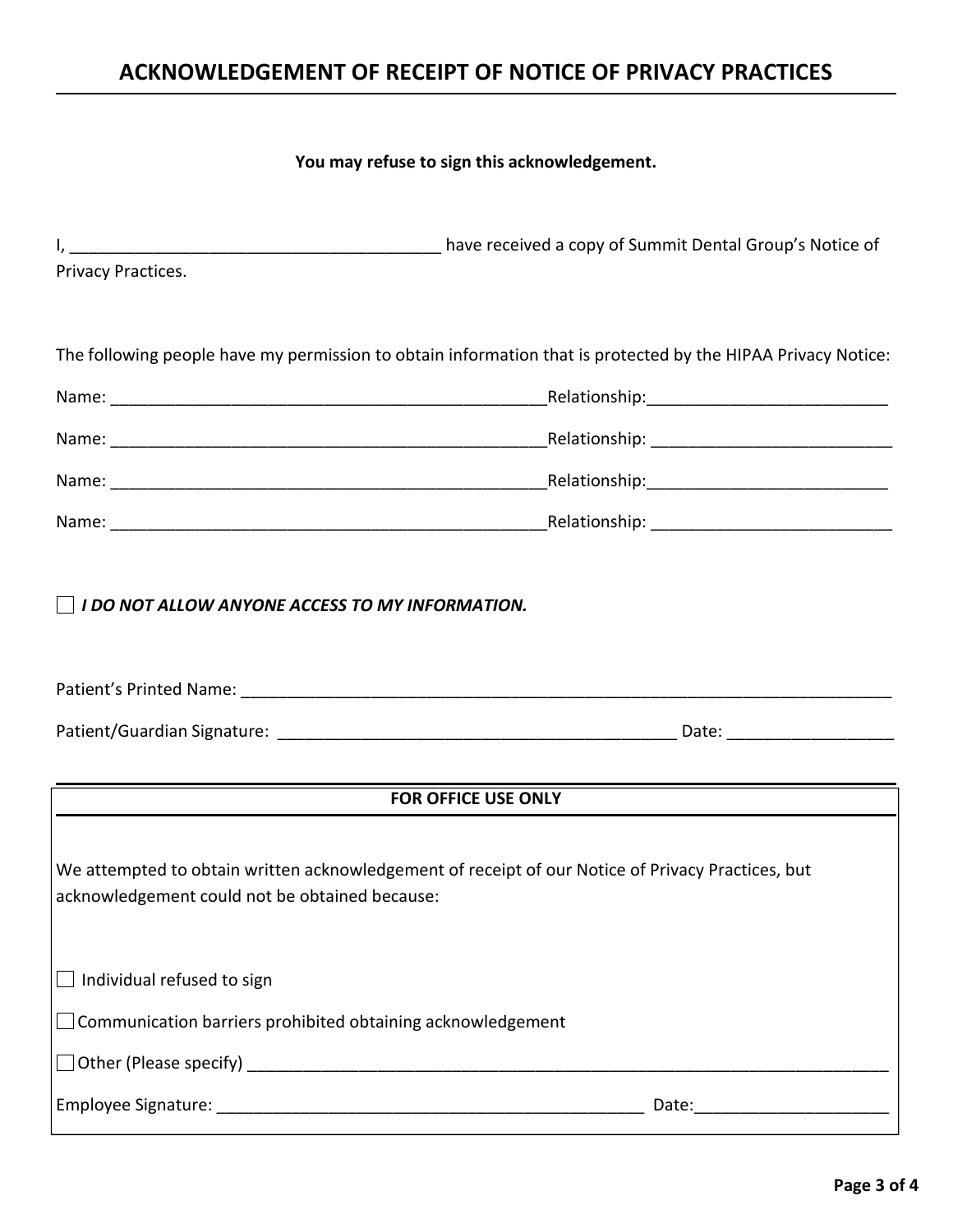# ACKNOWLEDGEMENT OF RECEIPT OF NOTICE OF PRIVACY PRACTICES

**You may refuse to sign this acknowledgement.**

I, ________________________________________ have received a copy of Summit Dental Group's Notice of Privacy Practices.

The following people have my permission to obtain information that is protected by the HIPAA Privacy Notice:

Name: ________________________________________________Relationship:__________________________

Name: ________________________________________________Relationship: __________________________

Name: ________________________________________________Relationship:__________________________

Name: ________________________________________________Relationship: __________________________

☐ ***I DO NOT ALLOW ANYONE ACCESS TO MY INFORMATION.***

Patient's Printed Name: ________________________________________________________________________

Patient/Guardian Signature: ____________________________________________ Date: __________________

---

**FOR OFFICE USE ONLY**

We attempted to obtain written acknowledgement of receipt of our Notice of Privacy Practices, but acknowledgement could not be obtained because:

☐ Individual refused to sign

☐ Communication barriers prohibited obtaining acknowledgement

☐ Other (Please specify) ________________________________________________________________________

Employee Signature: _______________________________________________ Date:_____________________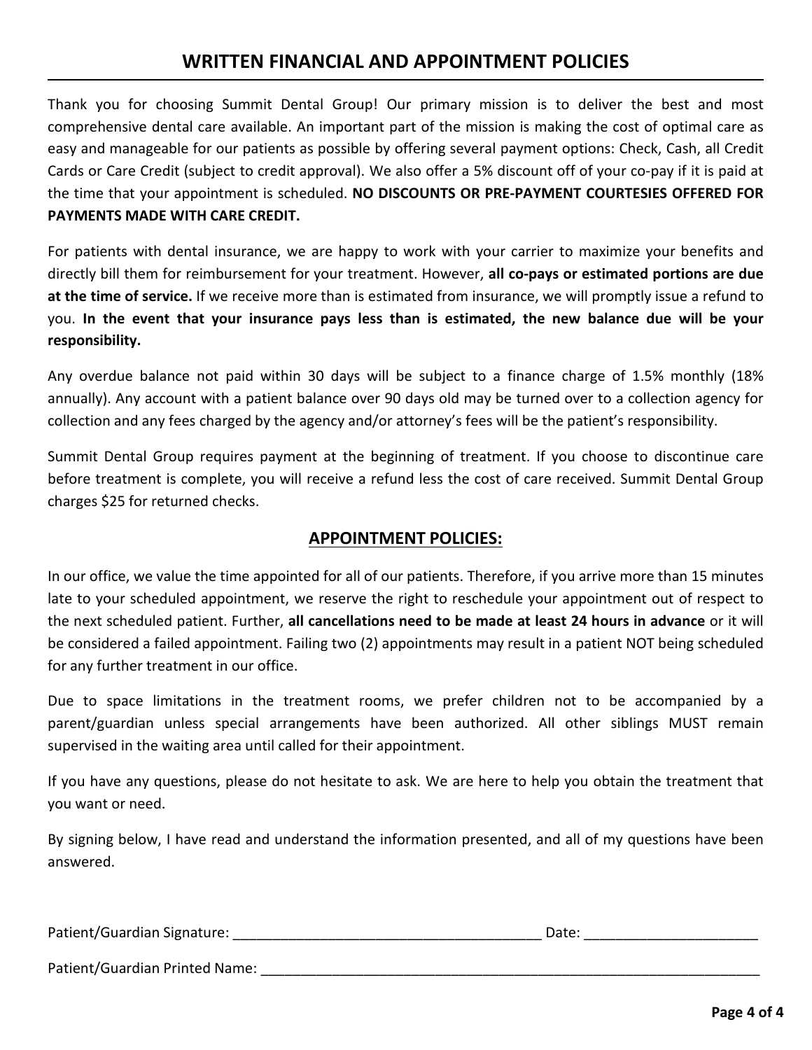# WRITTEN FINANCIAL AND APPOINTMENT POLICIES

Thank you for choosing Summit Dental Group! Our primary mission is to deliver the best and most comprehensive dental care available. An important part of the mission is making the cost of optimal care as easy and manageable for our patients as possible by offering several payment options: Check, Cash, all Credit Cards or Care Credit (subject to credit approval). We also offer a 5% discount off of your co-pay if it is paid at the time that your appointment is scheduled. **NO DISCOUNTS OR PRE-PAYMENT COURTESIES OFFERED FOR PAYMENTS MADE WITH CARE CREDIT.**

For patients with dental insurance, we are happy to work with your carrier to maximize your benefits and directly bill them for reimbursement for your treatment. However, **all co-pays or estimated portions are due at the time of service.** If we receive more than is estimated from insurance, we will promptly issue a refund to you. **In the event that your insurance pays less than is estimated, the new balance due will be your responsibility.**

Any overdue balance not paid within 30 days will be subject to a finance charge of 1.5% monthly (18% annually). Any account with a patient balance over 90 days old may be turned over to a collection agency for collection and any fees charged by the agency and/or attorney's fees will be the patient's responsibility.

Summit Dental Group requires payment at the beginning of treatment. If you choose to discontinue care before treatment is complete, you will receive a refund less the cost of care received. Summit Dental Group charges $25 for returned checks.

## APPOINTMENT POLICIES:

In our office, we value the time appointed for all of our patients. Therefore, if you arrive more than 15 minutes late to your scheduled appointment, we reserve the right to reschedule your appointment out of respect to the next scheduled patient. Further, **all cancellations need to be made at least 24 hours in advance** or it will be considered a failed appointment. Failing two (2) appointments may result in a patient NOT being scheduled for any further treatment in our office.

Due to space limitations in the treatment rooms, we prefer children not to be accompanied by a parent/guardian unless special arrangements have been authorized. All other siblings MUST remain supervised in the waiting area until called for their appointment.

If you have any questions, please do not hesitate to ask. We are here to help you obtain the treatment that you want or need.

By signing below, I have read and understand the information presented, and all of my questions have been answered.

Patient/Guardian Signature: ______________________________________ Date: _____________________

Patient/Guardian Printed Name: ____________________________________________________________